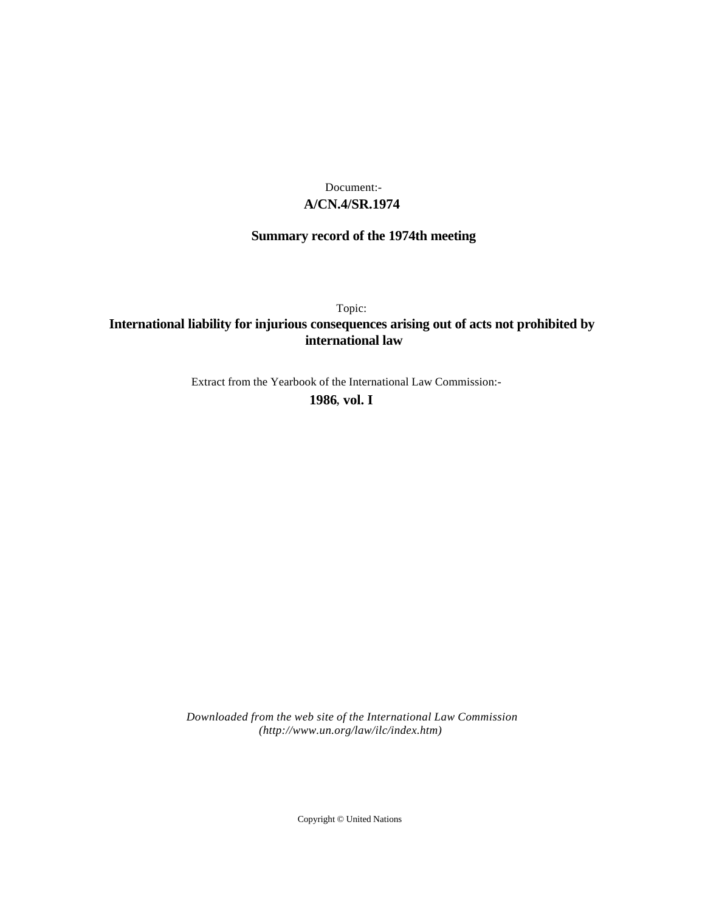Document:-

**A/CN.4/SR.1974**

**Summary record of the 1974th meeting**

Topic:

**International liability for injurious consequences arising out of acts not prohibited by international law**

Extract from the Yearbook of the International Law Commission:-

**1986, vol. I**

*Downloaded from the web site of the International Law Commission (http://www.un.org/law/ilc/index.htm)*

Copyright © United Nations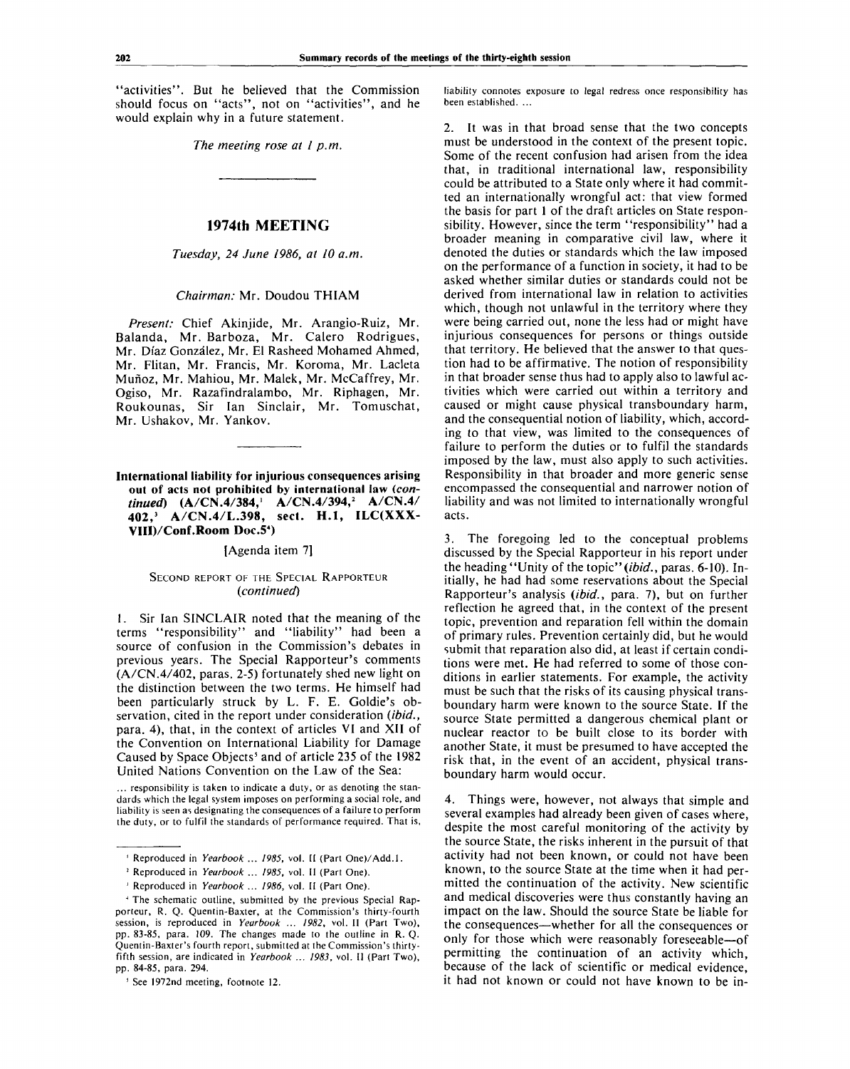"activities". But he believed that the Commission should focus on "acts", not on "activities", and he would explain why in a future statement.

*The meeting rose at 1 p.m.*

---

## 1974th MEETING

*Tuesday, 24 June 1986, at 10 a.m.*

*Chairman:* Mr. Doudou THIAM

*Present:* Chief Akinjide, Mr. Arangio-Ruiz, Mr. Balanda, Mr. Barboza, Mr. Calero Rodrigues, Mr. Díaz González, Mr. El Rasheed Mohamed Ahmed, Mr. Flitan, Mr. Francis, Mr. Koroma, Mr. Lacleta Muñoz, Mr. Mahiou, Mr. Malek, Mr. McCaffrey, Mr. Ogiso, Mr. Razafindralambo, Mr. Riphagen, Mr. Roukounas, Sir Ian Sinclair, Mr. Tomuschat, Mr. Ushakov, Mr. Yankov.

---

**International liability for injurious consequences arising out of acts not prohibited by international law (*continued*) (A/CN.4/384,[1] A/CN.4/394,[2] A/CN.4/402,[3] A/CN.4/L.398, sect. H.1, ILC(XXXVIII)/Conf.Room Doc.5[4])**

[Agenda item 7]

SECOND REPORT OF THE SPECIAL RAPPORTEUR (*continued*)

1. Sir Ian SINCLAIR noted that the meaning of the terms "responsibility" and "liability" had been a source of confusion in the Commission's debates in previous years. The Special Rapporteur's comments (A/CN.4/402, paras. 2-5) fortunately shed new light on the distinction between the two terms. He himself had been particularly struck by L. F. E. Goldie's observation, cited in the report under consideration (*ibid.*, para. 4), that, in the context of articles VI and XII of the Convention on International Liability for Damage Caused by Space Objects[5] and of article 235 of the 1982 United Nations Convention on the Law of the Sea:

> ... responsibility is taken to indicate a duty, or as denoting the standards which the legal system imposes on performing a social role, and liability is seen as designating the consequences of a failure to perform the duty, or to fulfil the standards of performance required. That is, liability connotes exposure to legal redress once responsibility has been established. ...

2. It was in that broad sense that the two concepts must be understood in the context of the present topic. Some of the recent confusion had arisen from the idea that, in traditional international law, responsibility could be attributed to a State only where it had committed an internationally wrongful act: that view formed the basis for part 1 of the draft articles on State responsibility. However, since the term "responsibility" had a broader meaning in comparative civil law, where it denoted the duties or standards which the law imposed on the performance of a function in society, it had to be asked whether similar duties or standards could not be derived from international law in relation to activities which, though not unlawful in the territory where they were being carried out, none the less had or might have injurious consequences for persons or things outside that territory. He believed that the answer to that question had to be affirmative. The notion of responsibility in that broader sense thus had to apply also to lawful activities which were carried out within a territory and caused or might cause physical transboundary harm, and the consequential notion of liability, which, according to that view, was limited to the consequences of failure to perform the duties or to fulfil the standards imposed by the law, must also apply to such activities. Responsibility in that broader and more generic sense encompassed the consequential and narrower notion of liability and was not limited to internationally wrongful acts.

3. The foregoing led to the conceptual problems discussed by the Special Rapporteur in his report under the heading "Unity of the topic" (*ibid.*, paras. 6-10). Initially, he had had some reservations about the Special Rapporteur's analysis (*ibid.*, para. 7), but on further reflection he agreed that, in the context of the present topic, prevention and reparation fell within the domain of primary rules. Prevention certainly did, but he would submit that reparation also did, at least if certain conditions were met. He had referred to some of those conditions in earlier statements. For example, the activity must be such that the risks of its causing physical transboundary harm were known to the source State. If the source State permitted a dangerous chemical plant or nuclear reactor to be built close to its border with another State, it must be presumed to have accepted the risk that, in the event of an accident, physical transboundary harm would occur.

4. Things were, however, not always that simple and several examples had already been given of cases where, despite the most careful monitoring of the activity by the source State, the risks inherent in the pursuit of that activity had not been known, or could not have been known, to the source State at the time when it had permitted the continuation of the activity. New scientific and medical discoveries were thus constantly having an impact on the law. Should the source State be liable for the consequences—whether for all the consequences or only for those which were reasonably foreseeable—of permitting the continuation of an activity which, because of the lack of scientific or medical evidence, it had not known or could not have known to be in-

---

[1] Reproduced in *Yearbook ... 1985*, vol. II (Part One)/Add.1.

[2] Reproduced in *Yearbook ... 1985*, vol. II (Part One).

[3] Reproduced in *Yearbook ... 1986*, vol. II (Part One).

[4] The schematic outline, submitted by the previous Special Rapporteur, R. Q. Quentin-Baxter, at the Commission's thirty-fourth session, is reproduced in *Yearbook ... 1982*, vol. II (Part Two), pp. 83-85, para. 109. The changes made to the outline in R. Q. Quentin-Baxter's fourth report, submitted at the Commission's thirty-fifth session, are indicated in *Yearbook ... 1983*, vol. II (Part Two), pp. 84-85, para. 294.

[5] See 1972nd meeting, footnote 12.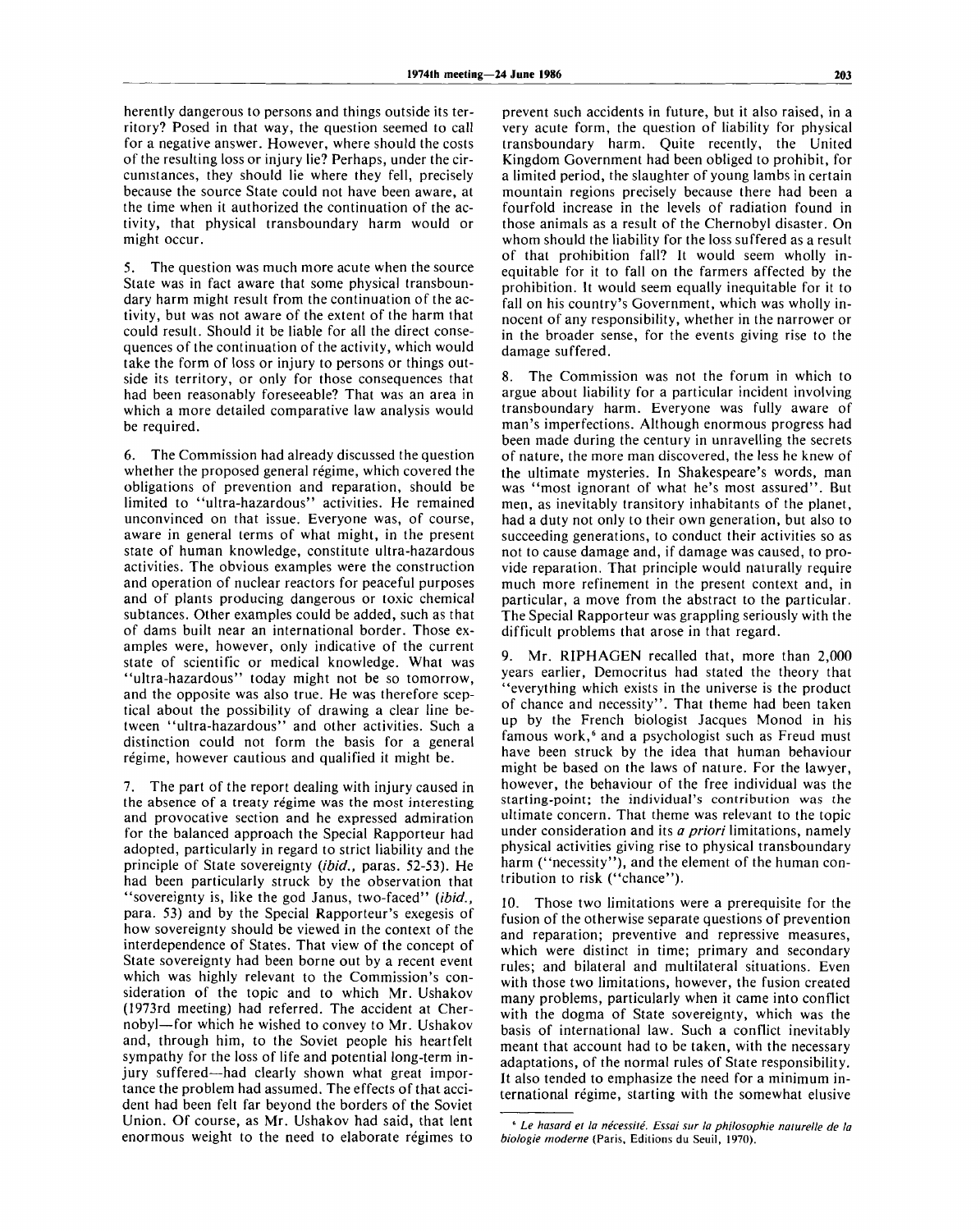herently dangerous to persons and things outside its territory? Posed in that way, the question seemed to call for a negative answer. However, where should the costs of the resulting loss or injury lie? Perhaps, under the circumstances, they should lie where they fell, precisely because the source State could not have been aware, at the time when it authorized the continuation of the activity, that physical transboundary harm would or might occur.

5. The question was much more acute when the source State was in fact aware that some physical transboundary harm might result from the continuation of the activity, but was not aware of the extent of the harm that could result. Should it be liable for all the direct consequences of the continuation of the activity, which would take the form of loss or injury to persons or things outside its territory, or only for those consequences that had been reasonably foreseeable? That was an area in which a more detailed comparative law analysis would be required.

6. The Commission had already discussed the question whether the proposed general régime, which covered the obligations of prevention and reparation, should be limited to "ultra-hazardous" activities. He remained unconvinced on that issue. Everyone was, of course, aware in general terms of what might, in the present state of human knowledge, constitute ultra-hazardous activities. The obvious examples were the construction and operation of nuclear reactors for peaceful purposes and of plants producing dangerous or toxic chemical subtances. Other examples could be added, such as that of dams built near an international border. Those examples were, however, only indicative of the current state of scientific or medical knowledge. What was "ultra-hazardous" today might not be so tomorrow, and the opposite was also true. He was therefore sceptical about the possibility of drawing a clear line between "ultra-hazardous" and other activities. Such a distinction could not form the basis for a general régime, however cautious and qualified it might be.

7. The part of the report dealing with injury caused in the absence of a treaty régime was the most interesting and provocative section and he expressed admiration for the balanced approach the Special Rapporteur had adopted, particularly in regard to strict liability and the principle of State sovereignty (*ibid.*, paras. 52-53). He had been particularly struck by the observation that "sovereignty is, like the god Janus, two-faced" (*ibid.*, para. 53) and by the Special Rapporteur's exegesis of how sovereignty should be viewed in the context of the interdependence of States. That view of the concept of State sovereignty had been borne out by a recent event which was highly relevant to the Commission's consideration of the topic and to which Mr. Ushakov (1973rd meeting) had referred. The accident at Chernobyl—for which he wished to convey to Mr. Ushakov and, through him, to the Soviet people his heartfelt sympathy for the loss of life and potential long-term injury suffered—had clearly shown what great importance the problem had assumed. The effects of that accident had been felt far beyond the borders of the Soviet Union. Of course, as Mr. Ushakov had said, that lent enormous weight to the need to elaborate régimes to prevent such accidents in future, but it also raised, in a very acute form, the question of liability for physical transboundary harm. Quite recently, the United Kingdom Government had been obliged to prohibit, for a limited period, the slaughter of young lambs in certain mountain regions precisely because there had been a fourfold increase in the levels of radiation found in those animals as a result of the Chernobyl disaster. On whom should the liability for the loss suffered as a result of that prohibition fall? It would seem wholly inequitable for it to fall on the farmers affected by the prohibition. It would seem equally inequitable for it to fall on his country's Government, which was wholly innocent of any responsibility, whether in the narrower or in the broader sense, for the events giving rise to the damage suffered.

8. The Commission was not the forum in which to argue about liability for a particular incident involving transboundary harm. Everyone was fully aware of man's imperfections. Although enormous progress had been made during the century in unravelling the secrets of nature, the more man discovered, the less he knew of the ultimate mysteries. In Shakespeare's words, man was "most ignorant of what he's most assured". But men, as inevitably transitory inhabitants of the planet, had a duty not only to their own generation, but also to succeeding generations, to conduct their activities so as not to cause damage and, if damage was caused, to provide reparation. That principle would naturally require much more refinement in the present context and, in particular, a move from the abstract to the particular. The Special Rapporteur was grappling seriously with the difficult problems that arose in that regard.

9. Mr. RIPHAGEN recalled that, more than 2,000 years earlier, Democritus had stated the theory that "everything which exists in the universe is the product of chance and necessity". That theme had been taken up by the French biologist Jacques Monod in his famous work,[6] and a psychologist such as Freud must have been struck by the idea that human behaviour might be based on the laws of nature. For the lawyer, however, the behaviour of the free individual was the starting-point; the individual's contribution was the ultimate concern. That theme was relevant to the topic under consideration and its *a priori* limitations, namely physical activities giving rise to physical transboundary harm ("necessity"), and the element of the human contribution to risk ("chance").

10. Those two limitations were a prerequisite for the fusion of the otherwise separate questions of prevention and reparation; preventive and repressive measures, which were distinct in time; primary and secondary rules; and bilateral and multilateral situations. Even with those two limitations, however, the fusion created many problems, particularly when it came into conflict with the dogma of State sovereignty, which was the basis of international law. Such a conflict inevitably meant that account had to be taken, with the necessary adaptations, of the normal rules of State responsibility. It also tended to emphasize the need for a minimum international régime, starting with the somewhat elusive

[6] *Le hasard et la nécessité. Essai sur la philosophie naturelle de la biologie moderne* (Paris, Editions du Seuil, 1970).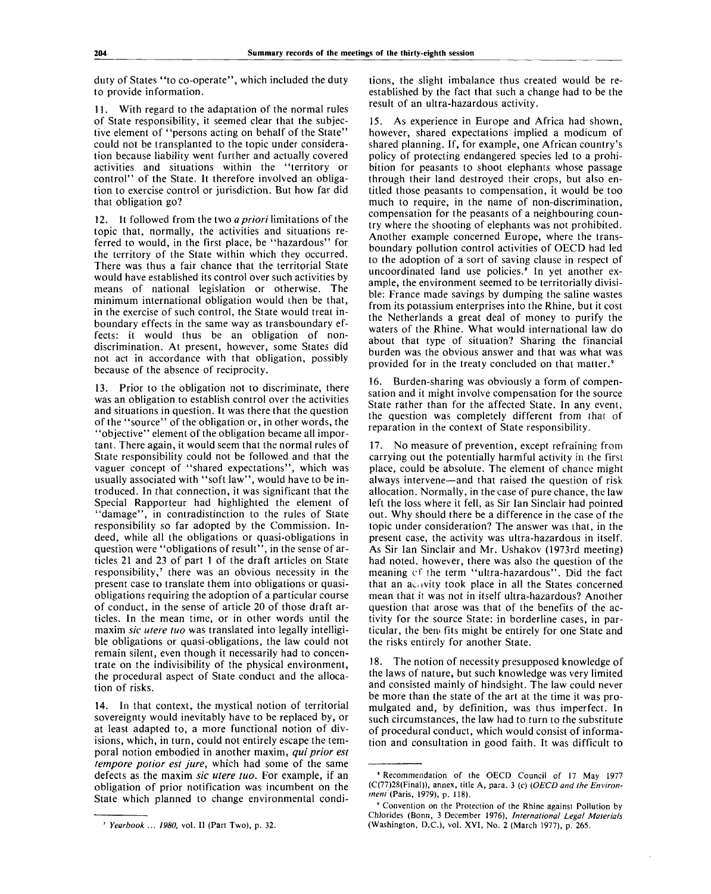duty of States "to co-operate", which included the duty to provide information.

11. With regard to the adaptation of the normal rules of State responsibility, it seemed clear that the subjective element of "persons acting on behalf of the State" could not be transplanted to the topic under consideration because liability went further and actually covered activities and situations within the "territory or control" of the State. It therefore involved an obligation to exercise control or jurisdiction. But how far did that obligation go?

12. It followed from the two *a priori* limitations of the topic that, normally, the activities and situations referred to would, in the first place, be "hazardous" for the territory of the State within which they occurred. There was thus a fair chance that the territorial State would have established its control over such activities by means of national legislation or otherwise. The minimum international obligation would then be that, in the exercise of such control, the State would treat inboundary effects in the same way as transboundary effects: it would thus be an obligation of non-discrimination. At present, however, some States did not act in accordance with that obligation, possibly because of the absence of reciprocity.

13. Prior to the obligation not to discriminate, there was an obligation to establish control over the activities and situations in question. It was there that the question of the "source" of the obligation or, in other words, the "objective" element of the obligation became all important. There again, it would seem that the normal rules of State responsibility could not be followed and that the vaguer concept of "shared expectations", which was usually associated with "soft law", would have to be introduced. In that connection, it was significant that the Special Rapporteur had highlighted the element of "damage", in contradistinction to the rules of State responsibility so far adopted by the Commission. Indeed, while all the obligations or quasi-obligations in question were "obligations of result", in the sense of articles 21 and 23 of part 1 of the draft articles on State responsibility,[7] there was an obvious necessity in the present case to translate them into obligations or quasi-obligations requiring the adoption of a particular course of conduct, in the sense of article 20 of those draft articles. In the mean time, or in other words until the maxim *sic utere tuo* was translated into legally intelligible obligations or quasi-obligations, the law could not remain silent, even though it necessarily had to concentrate on the indivisibility of the physical environment, the procedural aspect of State conduct and the allocation of risks.

14. In that context, the mystical notion of territorial sovereignty would inevitably have to be replaced by, or at least adapted to, a more functional notion of divisions, which, in turn, could not entirely escape the temporal notion embodied in another maxim, *qui prior est tempore potior est jure*, which had some of the same defects as the maxim *sic utere tuo*. For example, if an obligation of prior notification was incumbent on the State which planned to change environmental conditions, the slight imbalance thus created would be reestablished by the fact that such a change had to be the result of an ultra-hazardous activity.

15. As experience in Europe and Africa had shown, however, shared expectations implied a modicum of shared planning. If, for example, one African country's policy of protecting endangered species led to a prohibition for peasants to shoot elephants whose passage through their land destroyed their crops, but also entitled those peasants to compensation, it would be too much to require, in the name of non-discrimination, compensation for the peasants of a neighbouring country where the shooting of elephants was not prohibited. Another example concerned Europe, where the transboundary pollution control activities of OECD had led to the adoption of a sort of saving clause in respect of uncoordinated land use policies.[8] In yet another example, the environment seemed to be territorially divisible: France made savings by dumping the saline wastes from its potassium enterprises into the Rhine, but it cost the Netherlands a great deal of money to purify the waters of the Rhine. What would international law do about that type of situation? Sharing the financial burden was the obvious answer and that was what was provided for in the treaty concluded on that matter.[9]

16. Burden-sharing was obviously a form of compensation and it might involve compensation for the source State rather than for the affected State. In any event, the question was completely different from that of reparation in the context of State responsibility.

17. No measure of prevention, except refraining from carrying out the potentially harmful activity in the first place, could be absolute. The element of chance might always intervene—and that raised the question of risk allocation. Normally, in the case of pure chance, the law left the loss where it fell, as Sir Ian Sinclair had pointed out. Why should there be a difference in the case of the topic under consideration? The answer was that, in the present case, the activity was ultra-hazardous in itself. As Sir Ian Sinclair and Mr. Ushakov (1973rd meeting) had noted, however, there was also the question of the meaning of the term "ultra-hazardous". Did the fact that an activity took place in all the States concerned mean that it was not in itself ultra-hazardous? Another question that arose was that of the benefits of the activity for the source State: in borderline cases, in particular, the benefits might be entirely for one State and the risks entirely for another State.

18. The notion of necessity presupposed knowledge of the laws of nature, but such knowledge was very limited and consisted mainly of hindsight. The law could never be more than the state of the art at the time it was promulgated and, by definition, was thus imperfect. In such circumstances, the law had to turn to the substitute of procedural conduct, which would consist of information and consultation in good faith. It was difficult to

---

[7] *Yearbook ... 1980*, vol. II (Part Two), p. 32.

[8] Recommendation of the OECD Council of 17 May 1977 (C(77)28(Final)), annex, title A, para. 3 (c) (*OECD and the Environment* (Paris, 1979), p. 118).

[9] Convention on the Protection of the Rhine against Pollution by Chlorides (Bonn, 3 December 1976), *International Legal Materials* (Washington, D.C.), vol. XVI, No. 2 (March 1977), p. 265.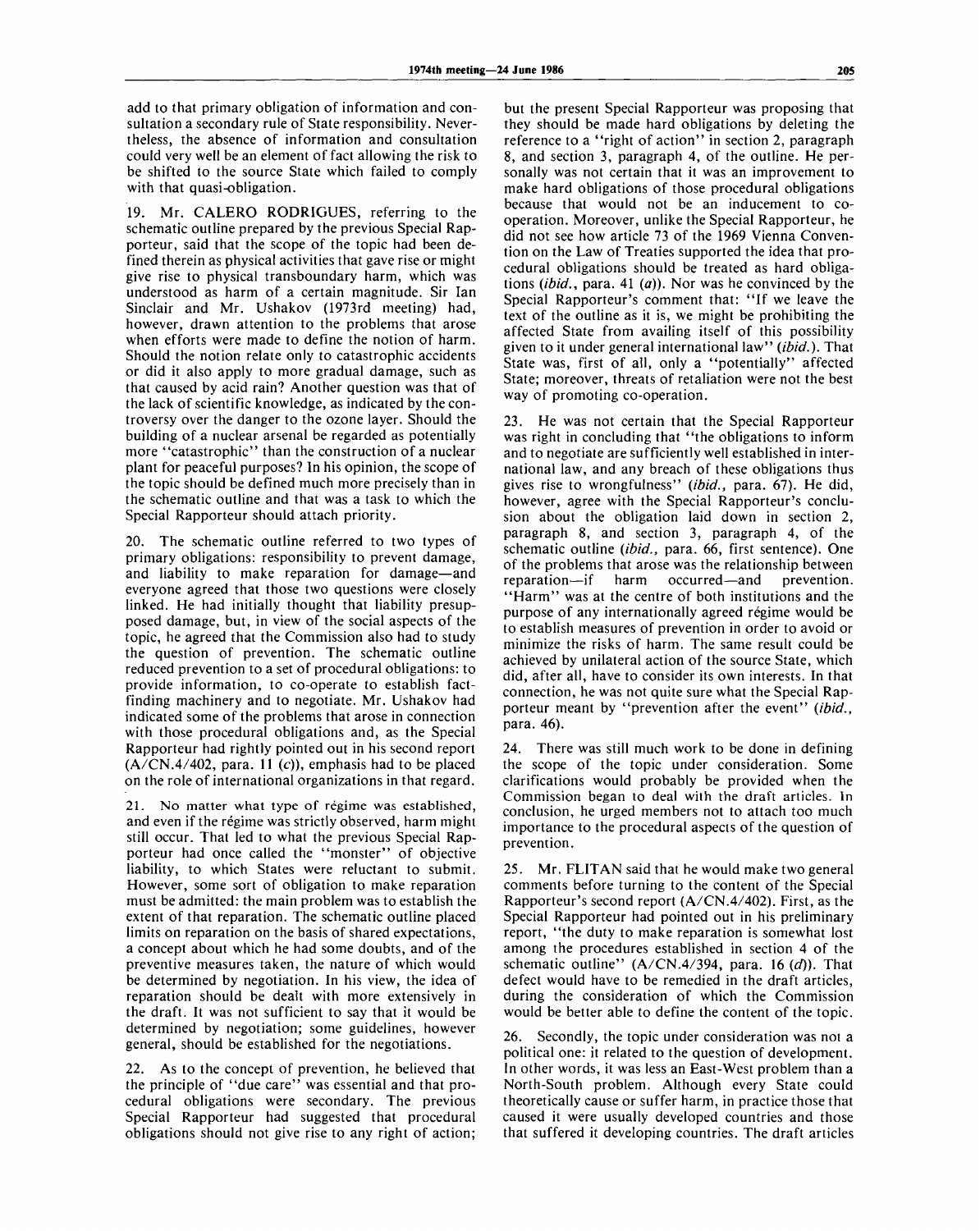add to that primary obligation of information and consultation a secondary rule of State responsibility. Nevertheless, the absence of information and consultation could very well be an element of fact allowing the risk to be shifted to the source State which failed to comply with that quasi-obligation.

19. Mr. CALERO RODRIGUES, referring to the schematic outline prepared by the previous Special Rapporteur, said that the scope of the topic had been defined therein as physical activities that gave rise or might give rise to physical transboundary harm, which was understood as harm of a certain magnitude. Sir Ian Sinclair and Mr. Ushakov (1973rd meeting) had, however, drawn attention to the problems that arose when efforts were made to define the notion of harm. Should the notion relate only to catastrophic accidents or did it also apply to more gradual damage, such as that caused by acid rain? Another question was that of the lack of scientific knowledge, as indicated by the controversy over the danger to the ozone layer. Should the building of a nuclear arsenal be regarded as potentially more "catastrophic" than the construction of a nuclear plant for peaceful purposes? In his opinion, the scope of the topic should be defined much more precisely than in the schematic outline and that was a task to which the Special Rapporteur should attach priority.

20. The schematic outline referred to two types of primary obligations: responsibility to prevent damage, and liability to make reparation for damage—and everyone agreed that those two questions were closely linked. He had initially thought that liability presupposed damage, but, in view of the social aspects of the topic, he agreed that the Commission also had to study the question of prevention. The schematic outline reduced prevention to a set of procedural obligations: to provide information, to co-operate to establish fact-finding machinery and to negotiate. Mr. Ushakov had indicated some of the problems that arose in connection with those procedural obligations and, as the Special Rapporteur had rightly pointed out in his second report (A/CN.4/402, para. 11 (*c*)), emphasis had to be placed on the role of international organizations in that regard.

21. No matter what type of régime was established, and even if the régime was strictly observed, harm might still occur. That led to what the previous Special Rapporteur had once called the "monster" of objective liability, to which States were reluctant to submit. However, some sort of obligation to make reparation must be admitted: the main problem was to establish the extent of that reparation. The schematic outline placed limits on reparation on the basis of shared expectations, a concept about which he had some doubts, and of the preventive measures taken, the nature of which would be determined by negotiation. In his view, the idea of reparation should be dealt with more extensively in the draft. It was not sufficient to say that it would be determined by negotiation; some guidelines, however general, should be established for the negotiations.

22. As to the concept of prevention, he believed that the principle of "due care" was essential and that procedural obligations were secondary. The previous Special Rapporteur had suggested that procedural obligations should not give rise to any right of action; but the present Special Rapporteur was proposing that they should be made hard obligations by deleting the reference to a "right of action" in section 2, paragraph 8, and section 3, paragraph 4, of the outline. He personally was not certain that it was an improvement to make hard obligations of those procedural obligations because that would not be an inducement to co-operation. Moreover, unlike the Special Rapporteur, he did not see how article 73 of the 1969 Vienna Convention on the Law of Treaties supported the idea that procedural obligations should be treated as hard obligations (*ibid.*, para. 41 (*a*)). Nor was he convinced by the Special Rapporteur's comment that: "If we leave the text of the outline as it is, we might be prohibiting the affected State from availing itself of this possibility given to it under general international law" (*ibid.*). That State was, first of all, only a "potentially" affected State; moreover, threats of retaliation were not the best way of promoting co-operation.

23. He was not certain that the Special Rapporteur was right in concluding that "the obligations to inform and to negotiate are sufficiently well established in international law, and any breach of these obligations thus gives rise to wrongfulness" (*ibid.*, para. 67). He did, however, agree with the Special Rapporteur's conclusion about the obligation laid down in section 2, paragraph 8, and section 3, paragraph 4, of the schematic outline (*ibid.*, para. 66, first sentence). One of the problems that arose was the relationship between reparation—if harm occurred—and prevention. "Harm" was at the centre of both institutions and the purpose of any internationally agreed régime would be to establish measures of prevention in order to avoid or minimize the risks of harm. The same result could be achieved by unilateral action of the source State, which did, after all, have to consider its own interests. In that connection, he was not quite sure what the Special Rapporteur meant by "prevention after the event" (*ibid.*, para. 46).

24. There was still much work to be done in defining the scope of the topic under consideration. Some clarifications would probably be provided when the Commission began to deal with the draft articles. In conclusion, he urged members not to attach too much importance to the procedural aspects of the question of prevention.

25. Mr. FLITAN said that he would make two general comments before turning to the content of the Special Rapporteur's second report (A/CN.4/402). First, as the Special Rapporteur had pointed out in his preliminary report, "the duty to make reparation is somewhat lost among the procedures established in section 4 of the schematic outline" (A/CN.4/394, para. 16 (*d*)). That defect would have to be remedied in the draft articles, during the consideration of which the Commission would be better able to define the content of the topic.

26. Secondly, the topic under consideration was not a political one: it related to the question of development. In other words, it was less an East-West problem than a North-South problem. Although every State could theoretically cause or suffer harm, in practice those that caused it were usually developed countries and those that suffered it developing countries. The draft articles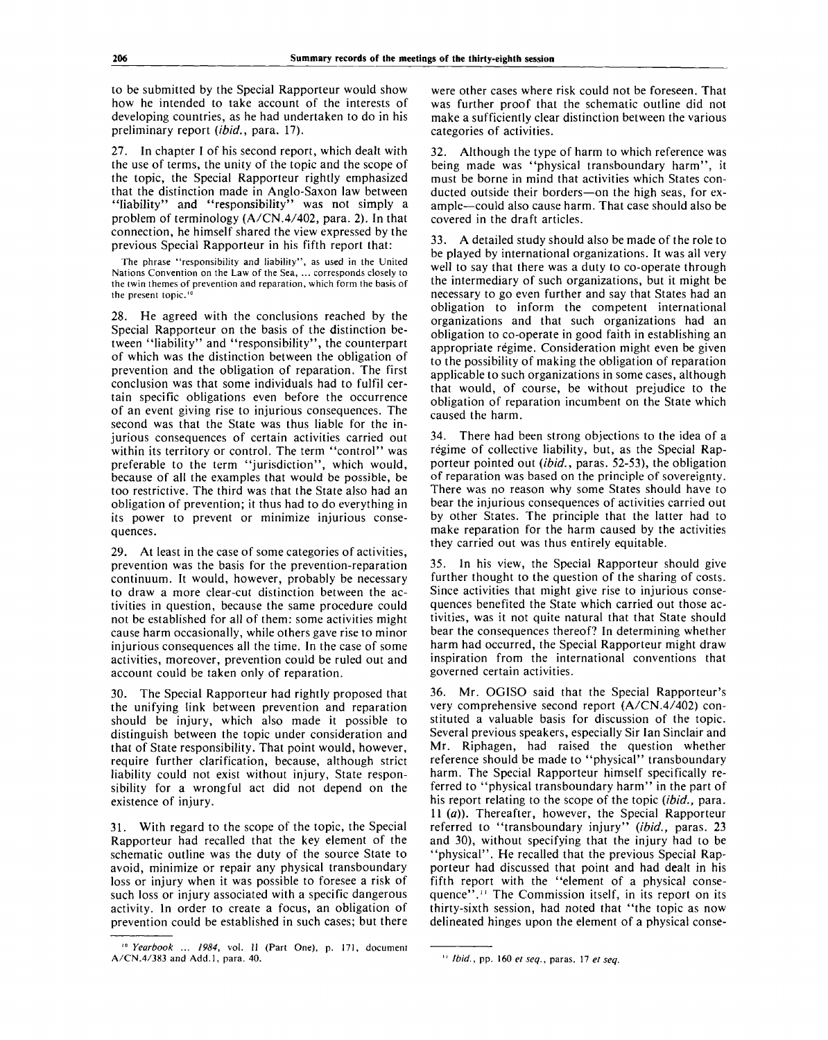to be submitted by the Special Rapporteur would show how he intended to take account of the interests of developing countries, as he had undertaken to do in his preliminary report (*ibid.*, para. 17).

27. In chapter I of his second report, which dealt with the use of terms, the unity of the topic and the scope of the topic, the Special Rapporteur rightly emphasized that the distinction made in Anglo-Saxon law between "liability" and "responsibility" was not simply a problem of terminology (A/CN.4/402, para. 2). In that connection, he himself shared the view expressed by the previous Special Rapporteur in his fifth report that:

> The phrase "responsibility and liability", as used in the United Nations Convention on the Law of the Sea, ... corresponds closely to the twin themes of prevention and reparation, which form the basis of the present topic.[10]

28. He agreed with the conclusions reached by the Special Rapporteur on the basis of the distinction between "liability" and "responsibility", the counterpart of which was the distinction between the obligation of prevention and the obligation of reparation. The first conclusion was that some individuals had to fulfil certain specific obligations even before the occurrence of an event giving rise to injurious consequences. The second was that the State was thus liable for the injurious consequences of certain activities carried out within its territory or control. The term "control" was preferable to the term "jurisdiction", which would, because of all the examples that would be possible, be too restrictive. The third was that the State also had an obligation of prevention; it thus had to do everything in its power to prevent or minimize injurious consequences.

29. At least in the case of some categories of activities, prevention was the basis for the prevention-reparation continuum. It would, however, probably be necessary to draw a more clear-cut distinction between the activities in question, because the same procedure could not be established for all of them: some activities might cause harm occasionally, while others gave rise to minor injurious consequences all the time. In the case of some activities, moreover, prevention could be ruled out and account could be taken only of reparation.

30. The Special Rapporteur had rightly proposed that the unifying link between prevention and reparation should be injury, which also made it possible to distinguish between the topic under consideration and that of State responsibility. That point would, however, require further clarification, because, although strict liability could not exist without injury, State responsibility for a wrongful act did not depend on the existence of injury.

31. With regard to the scope of the topic, the Special Rapporteur had recalled that the key element of the schematic outline was the duty of the source State to avoid, minimize or repair any physical transboundary loss or injury when it was possible to foresee a risk of such loss or injury associated with a specific dangerous activity. In order to create a focus, an obligation of prevention could be established in such cases; but there were other cases where risk could not be foreseen. That was further proof that the schematic outline did not make a sufficiently clear distinction between the various categories of activities.

32. Although the type of harm to which reference was being made was "physical transboundary harm", it must be borne in mind that activities which States conducted outside their borders—on the high seas, for example—could also cause harm. That case should also be covered in the draft articles.

33. A detailed study should also be made of the role to be played by international organizations. It was all very well to say that there was a duty to co-operate through the intermediary of such organizations, but it might be necessary to go even further and say that States had an obligation to inform the competent international organizations and that such organizations had an obligation to co-operate in good faith in establishing an appropriate régime. Consideration might even be given to the possibility of making the obligation of reparation applicable to such organizations in some cases, although that would, of course, be without prejudice to the obligation of reparation incumbent on the State which caused the harm.

34. There had been strong objections to the idea of a régime of collective liability, but, as the Special Rapporteur pointed out (*ibid.*, paras. 52-53), the obligation of reparation was based on the principle of sovereignty. There was no reason why some States should have to bear the injurious consequences of activities carried out by other States. The principle that the latter had to make reparation for the harm caused by the activities they carried out was thus entirely equitable.

35. In his view, the Special Rapporteur should give further thought to the question of the sharing of costs. Since activities that might give rise to injurious consequences benefited the State which carried out those activities, was it not quite natural that that State should bear the consequences thereof? In determining whether harm had occurred, the Special Rapporteur might draw inspiration from the international conventions that governed certain activities.

36. Mr. OGISO said that the Special Rapporteur's very comprehensive second report (A/CN.4/402) constituted a valuable basis for discussion of the topic. Several previous speakers, especially Sir Ian Sinclair and Mr. Riphagen, had raised the question whether reference should be made to "physical" transboundary harm. The Special Rapporteur himself specifically referred to "physical transboundary harm" in the part of his report relating to the scope of the topic (*ibid.*, para. 11 (*a*)). Thereafter, however, the Special Rapporteur referred to "transboundary injury" (*ibid.*, paras. 23 and 30), without specifying that the injury had to be "physical". He recalled that the previous Special Rapporteur had discussed that point and had dealt in his fifth report with the "element of a physical consequence".[11] The Commission itself, in its report on its thirty-sixth session, had noted that "the topic as now delineated hinges upon the element of a physical conse-

---

[10] *Yearbook ... 1984*, vol. II (Part One), p. 171, document A/CN.4/383 and Add.1, para. 40.

[11] *Ibid.*, pp. 160 *et seq.*, paras. 17 *et seq.*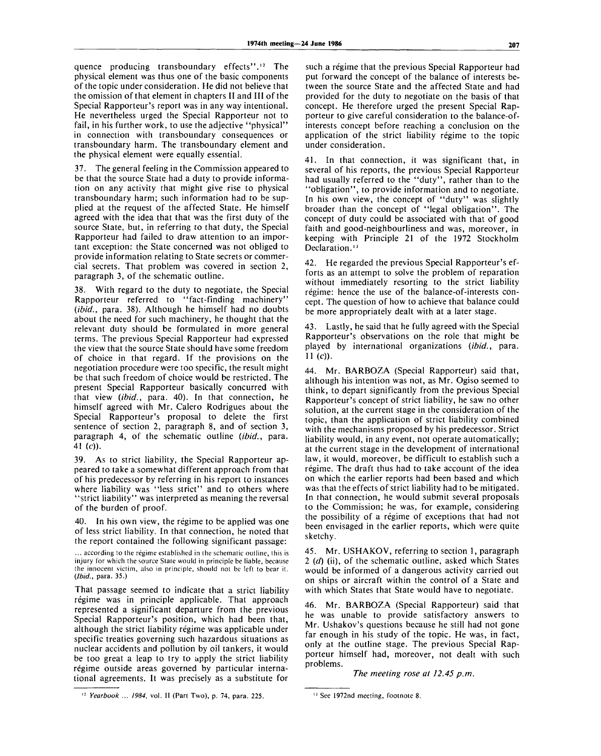quence producing transboundary effects".[12] The physical element was thus one of the basic components of the topic under consideration. He did not believe that the omission of that element in chapters II and III of the Special Rapporteur's report was in any way intentional. He nevertheless urged the Special Rapporteur not to fail, in his further work, to use the adjective "physical" in connection with transboundary consequences or transboundary harm. The transboundary element and the physical element were equally essential.

37. The general feeling in the Commission appeared to be that the source State had a duty to provide information on any activity that might give rise to physical transboundary harm; such information had to be supplied at the request of the affected State. He himself agreed with the idea that that was the first duty of the source State, but, in referring to that duty, the Special Rapporteur had failed to draw attention to an important exception: the State concerned was not obliged to provide information relating to State secrets or commercial secrets. That problem was covered in section 2, paragraph 3, of the schematic outline.

38. With regard to the duty to negotiate, the Special Rapporteur referred to "fact-finding machinery" (*ibid.*, para. 38). Although he himself had no doubts about the need for such machinery, he thought that the relevant duty should be formulated in more general terms. The previous Special Rapporteur had expressed the view that the source State should have some freedom of choice in that regard. If the provisions on the negotiation procedure were too specific, the result might be that such freedom of choice would be restricted. The present Special Rapporteur basically concurred with that view (*ibid.*, para. 40). In that connection, he himself agreed with Mr. Calero Rodrigues about the Special Rapporteur's proposal to delete the first sentence of section 2, paragraph 8, and of section 3, paragraph 4, of the schematic outline (*ibid.*, para. 41 (*c*)).

39. As to strict liability, the Special Rapporteur appeared to take a somewhat different approach from that of his predecessor by referring in his report to instances where liability was "less strict" and to others where "strict liability" was interpreted as meaning the reversal of the burden of proof.

40. In his own view, the régime to be applied was one of less strict liability. In that connection, he noted that the report contained the following significant passage:

> ... according to the régime established in the schematic outline, this is injury for which the source State would in principle be liable, because the innocent victim, also in principle, should not be left to bear it. (*Ibid.*, para. 35.)

That passage seemed to indicate that a strict liability régime was in principle applicable. That approach represented a significant departure from the previous Special Rapporteur's position, which had been that, although the strict liability régime was applicable under specific treaties governing such hazardous situations as nuclear accidents and pollution by oil tankers, it would be too great a leap to try to apply the strict liability régime outside areas governed by particular international agreements. It was precisely as a substitute for such a régime that the previous Special Rapporteur had put forward the concept of the balance of interests between the source State and the affected State and had provided for the duty to negotiate on the basis of that concept. He therefore urged the present Special Rapporteur to give careful consideration to the balance-of-interests concept before reaching a conclusion on the application of the strict liability régime to the topic under consideration.

41. In that connection, it was significant that, in several of his reports, the previous Special Rapporteur had usually referred to the "duty", rather than to the "obligation", to provide information and to negotiate. In his own view, the concept of "duty" was slightly broader than the concept of "legal obligation". The concept of duty could be associated with that of good faith and good-neighbourliness and was, moreover, in keeping with Principle 21 of the 1972 Stockholm Declaration.[13]

42. He regarded the previous Special Rapporteur's efforts as an attempt to solve the problem of reparation without immediately resorting to the strict liability régime: hence the use of the balance-of-interests concept. The question of how to achieve that balance could be more appropriately dealt with at a later stage.

43. Lastly, he said that he fully agreed with the Special Rapporteur's observations on the role that might be played by international organizations (*ibid.*, para. 11 (*c*)).

44. Mr. BARBOZA (Special Rapporteur) said that, although his intention was not, as Mr. Ogiso seemed to think, to depart significantly from the previous Special Rapporteur's concept of strict liability, he saw no other solution, at the current stage in the consideration of the topic, than the application of strict liability combined with the mechanisms proposed by his predecessor. Strict liability would, in any event, not operate automatically; at the current stage in the development of international law, it would, moreover, be difficult to establish such a régime. The draft thus had to take account of the idea on which the earlier reports had been based and which was that the effects of strict liability had to be mitigated. In that connection, he would submit several proposals to the Commission; he was, for example, considering the possibility of a régime of exceptions that had not been envisaged in the earlier reports, which were quite sketchy.

45. Mr. USHAKOV, referring to section 1, paragraph 2 (*d*) (ii), of the schematic outline, asked which States would be informed of a dangerous activity carried out on ships or aircraft within the control of a State and with which States that State would have to negotiate.

46. Mr. BARBOZA (Special Rapporteur) said that he was unable to provide satisfactory answers to Mr. Ushakov's questions because he still had not gone far enough in his study of the topic. He was, in fact, only at the outline stage. The previous Special Rapporteur himself had, moreover, not dealt with such problems.

*The meeting rose at 12.45 p.m.*

---

[12] *Yearbook ... 1984*, vol. II (Part Two), p. 74, para. 225.

[13] See 1972nd meeting, footnote 8.